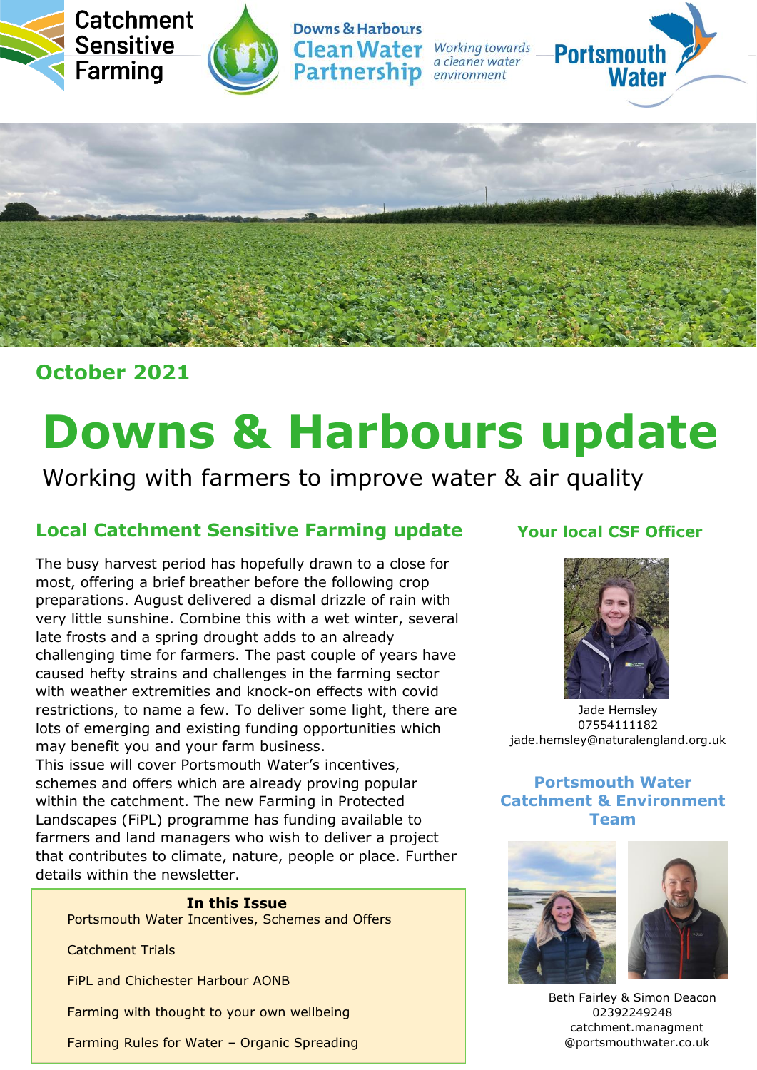Catchment Sensitive Farming

Downs & Harbours Clean Water Partnership *Working towards a cleaner water environment*

Portsmouth Water

**October 2021**

# Downs & Harbours update

Working with farmers to improve water & air quality

## Local Catchment Sensitive Farming update

The busy harvest period has hopefully drawn to a close for most, offering a brief breather before the following crop preparations. August delivered a dismal drizzle of rain with very little sunshine. Combine this with a wet winter, several late frosts and a spring drought adds to an already challenging time for farmers. The past couple of years have caused hefty strains and challenges in the farming sector with weather extremities and knock-on effects with covid restrictions, to name a few. To deliver some light, there are lots of emerging and existing funding opportunities which may benefit you and your farm business.

This issue will cover Portsmouth Water's incentives, schemes and offers which are already proving popular within the catchment. The new Farming in Protected Landscapes (FiPL) programme has funding available to farmers and land managers who wish to deliver a project that contributes to climate, nature, people or place. Further details within the newsletter.

**In this Issue**

Portsmouth Water Incentives, Schemes and Offers

Catchment Trials

FiPL and Chichester Harbour AONB

Farming with thought to your own wellbeing

Farming Rules for Water – Organic Spreading

### Your local CSF Officer

Jade Hemsley
07554111182
jade.hemsley@naturalengland.org.uk

### Portsmouth Water Catchment & Environment Team

Beth Fairley & Simon Deacon
02392249248
catchment.managment@portsmouthwater.co.uk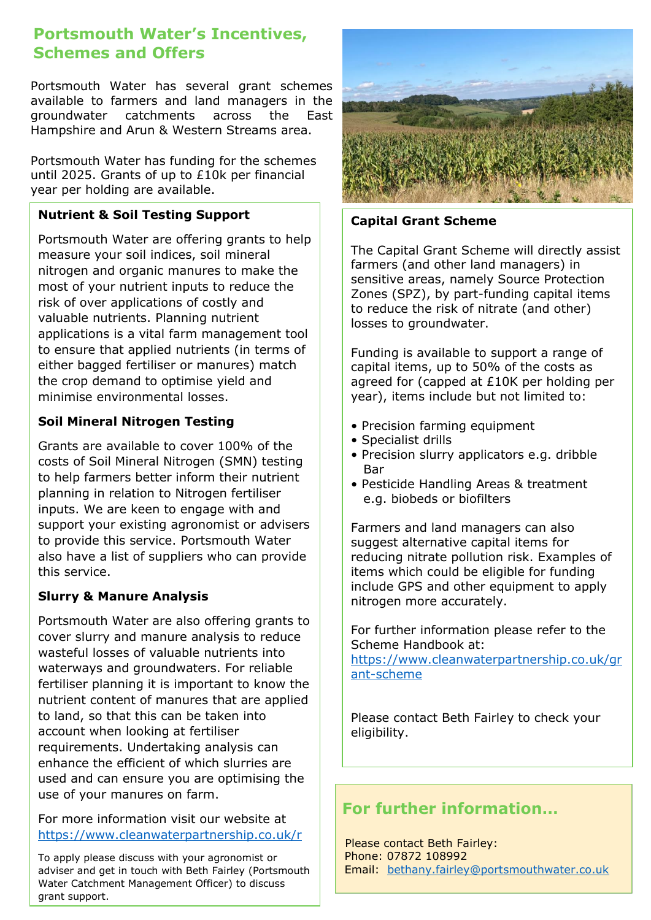# Portsmouth Water's Incentives, Schemes and Offers

Portsmouth Water has several grant schemes available to farmers and land managers in the groundwater catchments across the East Hampshire and Arun & Western Streams area.

Portsmouth Water has funding for the schemes until 2025. Grants of up to £10k per financial year per holding are available.

### Nutrient & Soil Testing Support

Portsmouth Water are offering grants to help measure your soil indices, soil mineral nitrogen and organic manures to make the most of your nutrient inputs to reduce the risk of over applications of costly and valuable nutrients. Planning nutrient applications is a vital farm management tool to ensure that applied nutrients (in terms of either bagged fertiliser or manures) match the crop demand to optimise yield and minimise environmental losses.

### Soil Mineral Nitrogen Testing

Grants are available to cover 100% of the costs of Soil Mineral Nitrogen (SMN) testing to help farmers better inform their nutrient planning in relation to Nitrogen fertiliser inputs. We are keen to engage with and support your existing agronomist or advisers to provide this service. Portsmouth Water also have a list of suppliers who can provide this service.

### Slurry & Manure Analysis

Portsmouth Water are also offering grants to cover slurry and manure analysis to reduce wasteful losses of valuable nutrients into waterways and groundwaters. For reliable fertiliser planning it is important to know the nutrient content of manures that are applied to land, so that this can be taken into account when looking at fertiliser requirements. Undertaking analysis can enhance the efficient of which slurries are used and can ensure you are optimising the use of your manures on farm.

For more information visit our website at https://www.cleanwaterpartnership.co.uk/r

To apply please discuss with your agronomist or adviser and get in touch with Beth Fairley (Portsmouth Water Catchment Management Officer) to discuss grant support.

### Capital Grant Scheme

The Capital Grant Scheme will directly assist farmers (and other land managers) in sensitive areas, namely Source Protection Zones (SPZ), by part-funding capital items to reduce the risk of nitrate (and other) losses to groundwater.

Funding is available to support a range of capital items, up to 50% of the costs as agreed for (capped at £10K per holding per year), items include but not limited to:

- Precision farming equipment
- Specialist drills
- Precision slurry applicators e.g. dribble Bar
- Pesticide Handling Areas & treatment e.g. biobeds or biofilters

Farmers and land managers can also suggest alternative capital items for reducing nitrate pollution risk. Examples of items which could be eligible for funding include GPS and other equipment to apply nitrogen more accurately.

For further information please refer to the Scheme Handbook at: https://www.cleanwaterpartnership.co.uk/grant-scheme

Please contact Beth Fairley to check your eligibility.

## For further information…

Please contact Beth Fairley:
Phone: 07872 108992
Email: bethany.fairley@portsmouthwater.co.uk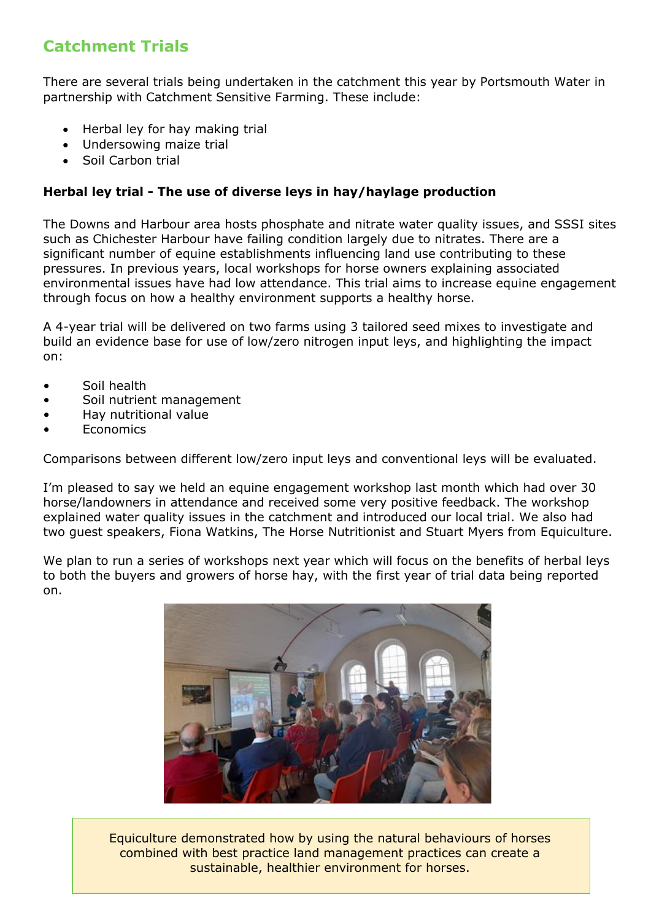## Catchment Trials

There are several trials being undertaken in the catchment this year by Portsmouth Water in partnership with Catchment Sensitive Farming. These include:

- Herbal ley for hay making trial
- Undersowing maize trial
- Soil Carbon trial

**Herbal ley trial - The use of diverse leys in hay/haylage production**

The Downs and Harbour area hosts phosphate and nitrate water quality issues, and SSSI sites such as Chichester Harbour have failing condition largely due to nitrates. There are a significant number of equine establishments influencing land use contributing to these pressures. In previous years, local workshops for horse owners explaining associated environmental issues have had low attendance. This trial aims to increase equine engagement through focus on how a healthy environment supports a healthy horse.

A 4-year trial will be delivered on two farms using 3 tailored seed mixes to investigate and build an evidence base for use of low/zero nitrogen input leys, and highlighting the impact on:

- Soil health
- Soil nutrient management
- Hay nutritional value
- Economics

Comparisons between different low/zero input leys and conventional leys will be evaluated.

I'm pleased to say we held an equine engagement workshop last month which had over 30 horse/landowners in attendance and received some very positive feedback. The workshop explained water quality issues in the catchment and introduced our local trial. We also had two guest speakers, Fiona Watkins, The Horse Nutritionist and Stuart Myers from Equiculture.

We plan to run a series of workshops next year which will focus on the benefits of herbal leys to both the buyers and growers of horse hay, with the first year of trial data being reported on.

Equiculture demonstrated how by using the natural behaviours of horses combined with best practice land management practices can create a sustainable, healthier environment for horses.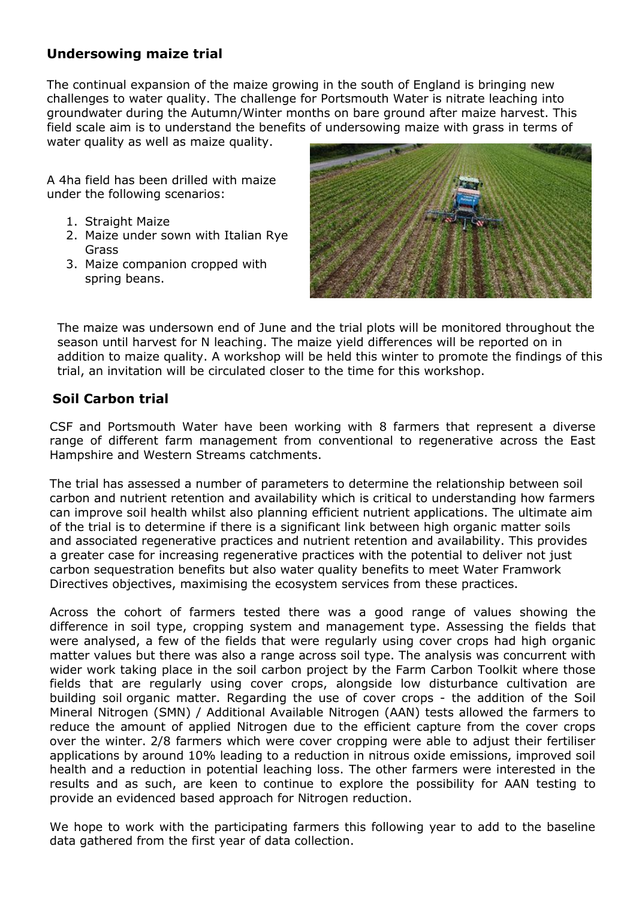## Undersowing maize trial

The continual expansion of the maize growing in the south of England is bringing new challenges to water quality. The challenge for Portsmouth Water is nitrate leaching into groundwater during the Autumn/Winter months on bare ground after maize harvest. This field scale aim is to understand the benefits of undersowing maize with grass in terms of water quality as well as maize quality.

A 4ha field has been drilled with maize under the following scenarios:

1. Straight Maize
2. Maize under sown with Italian Rye Grass
3. Maize companion cropped with spring beans.

The maize was undersown end of June and the trial plots will be monitored throughout the season until harvest for N leaching. The maize yield differences will be reported on in addition to maize quality. A workshop will be held this winter to promote the findings of this trial, an invitation will be circulated closer to the time for this workshop.

## Soil Carbon trial

CSF and Portsmouth Water have been working with 8 farmers that represent a diverse range of different farm management from conventional to regenerative across the East Hampshire and Western Streams catchments.

The trial has assessed a number of parameters to determine the relationship between soil carbon and nutrient retention and availability which is critical to understanding how farmers can improve soil health whilst also planning efficient nutrient applications. The ultimate aim of the trial is to determine if there is a significant link between high organic matter soils and associated regenerative practices and nutrient retention and availability. This provides a greater case for increasing regenerative practices with the potential to deliver not just carbon sequestration benefits but also water quality benefits to meet Water Framwork Directives objectives, maximising the ecosystem services from these practices.

Across the cohort of farmers tested there was a good range of values showing the difference in soil type, cropping system and management type. Assessing the fields that were analysed, a few of the fields that were regularly using cover crops had high organic matter values but there was also a range across soil type. The analysis was concurrent with wider work taking place in the soil carbon project by the Farm Carbon Toolkit where those fields that are regularly using cover crops, alongside low disturbance cultivation are building soil organic matter. Regarding the use of cover crops - the addition of the Soil Mineral Nitrogen (SMN) / Additional Available Nitrogen (AAN) tests allowed the farmers to reduce the amount of applied Nitrogen due to the efficient capture from the cover crops over the winter. 2/8 farmers which were cover cropping were able to adjust their fertiliser applications by around 10% leading to a reduction in nitrous oxide emissions, improved soil health and a reduction in potential leaching loss. The other farmers were interested in the results and as such, are keen to continue to explore the possibility for AAN testing to provide an evidenced based approach for Nitrogen reduction.

We hope to work with the participating farmers this following year to add to the baseline data gathered from the first year of data collection.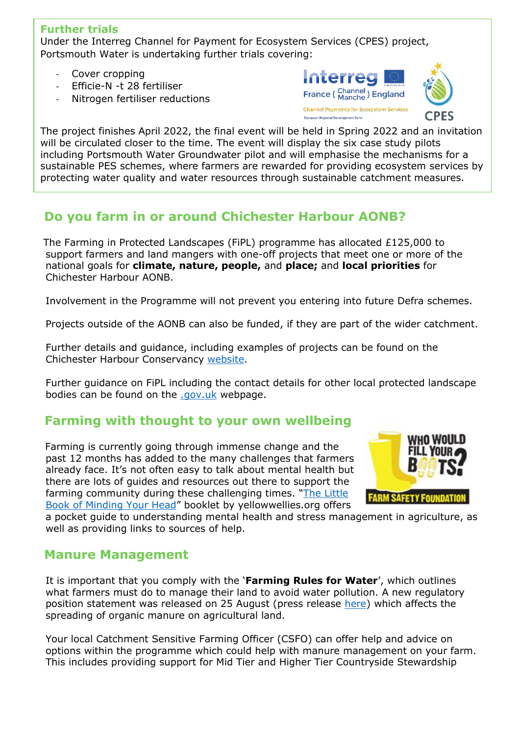## Further trials

Under the Interreg Channel for Payment for Ecosystem Services (CPES) project, Portsmouth Water is undertaking further trials covering:

- Cover cropping
- Efficie-N -t 28 fertiliser
- Nitrogen fertiliser reductions

The project finishes April 2022, the final event will be held in Spring 2022 and an invitation will be circulated closer to the time. The event will display the six case study pilots including Portsmouth Water Groundwater pilot and will emphasise the mechanisms for a sustainable PES schemes, where farmers are rewarded for providing ecosystem services by protecting water quality and water resources through sustainable catchment measures.

## Do you farm in or around Chichester Harbour AONB?

The Farming in Protected Landscapes (FiPL) programme has allocated £125,000 to support farmers and land mangers with one-off projects that meet one or more of the national goals for **climate, nature, people,** and **place;** and **local priorities** for Chichester Harbour AONB.

Involvement in the Programme will not prevent you entering into future Defra schemes.

Projects outside of the AONB can also be funded, if they are part of the wider catchment.

Further details and guidance, including examples of projects can be found on the Chichester Harbour Conservancy website.

Further guidance on FiPL including the contact details for other local protected landscape bodies can be found on the .gov.uk webpage.

## Farming with thought to your own wellbeing

Farming is currently going through immense change and the past 12 months has added to the many challenges that farmers already face. It's not often easy to talk about mental health but there are lots of guides and resources out there to support the farming community during these challenging times. "The Little Book of Minding Your Head" booklet by yellowwellies.org offers a pocket guide to understanding mental health and stress management in agriculture, as well as providing links to sources of help.

## Manure Management

It is important that you comply with the '**Farming Rules for Water**', which outlines what farmers must do to manage their land to avoid water pollution. A new regulatory position statement was released on 25 August (press release here) which affects the spreading of organic manure on agricultural land.

Your local Catchment Sensitive Farming Officer (CSFO) can offer help and advice on options within the programme which could help with manure management on your farm. This includes providing support for Mid Tier and Higher Tier Countryside Stewardship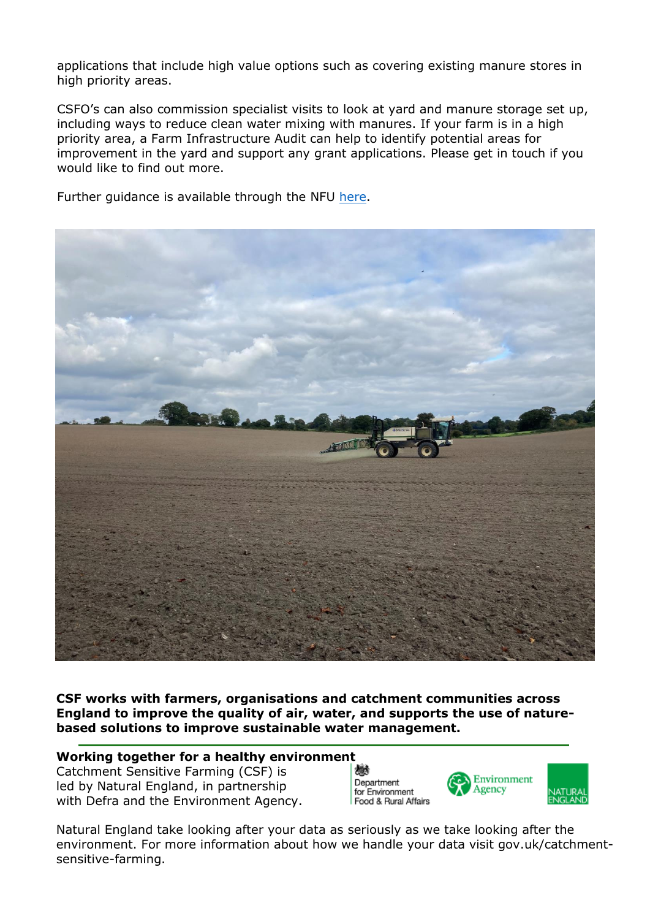applications that include high value options such as covering existing manure stores in high priority areas.

CSFO's can also commission specialist visits to look at yard and manure storage set up, including ways to reduce clean water mixing with manures. If your farm is in a high priority area, a Farm Infrastructure Audit can help to identify potential areas for improvement in the yard and support any grant applications. Please get in touch if you would like to find out more.

Further guidance is available through the NFU here.

**CSF works with farmers, organisations and catchment communities across England to improve the quality of air, water, and supports the use of nature-based solutions to improve sustainable water management.**

**Working together for a healthy environment**

Catchment Sensitive Farming (CSF) is led by Natural England, in partnership with Defra and the Environment Agency.

Natural England take looking after your data as seriously as we take looking after the environment. For more information about how we handle your data visit gov.uk/catchment-sensitive-farming.